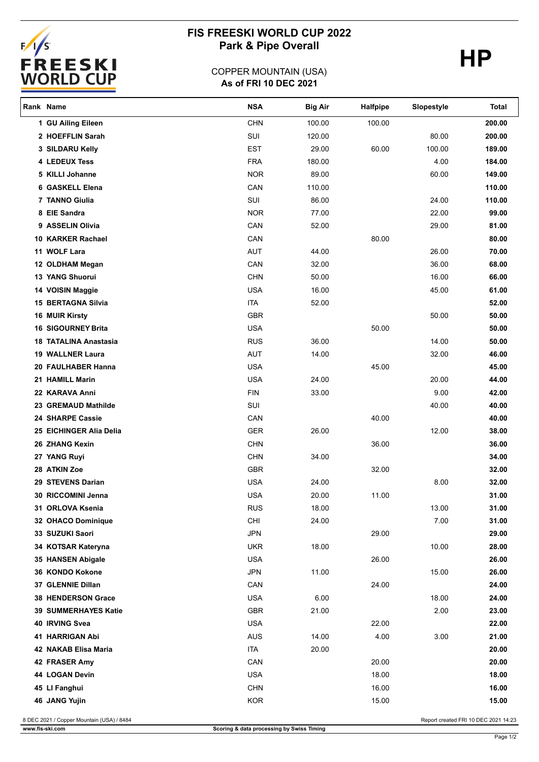# FIS FREESKI WORLD CUP 2022
## Park & Pipe Overall

**HP**

COPPER MOUNTAIN (USA)
**As of FRI 10 DEC 2021**

| Rank | Name | NSA | Big Air | Halfpipe | Slopestyle | Total |
|---|---|---|---|---|---|---|
| 1 | GU Ailing Eileen | CHN | 100.00 | 100.00 | | 200.00 |
| 2 | HOEFFLIN Sarah | SUI | 120.00 | | 80.00 | 200.00 |
| 3 | SILDARU Kelly | EST | 29.00 | 60.00 | 100.00 | 189.00 |
| 4 | LEDEUX Tess | FRA | 180.00 | | 4.00 | 184.00 |
| 5 | KILLI Johanne | NOR | 89.00 | | 60.00 | 149.00 |
| 6 | GASKELL Elena | CAN | 110.00 | | | 110.00 |
| 7 | TANNO Giulia | SUI | 86.00 | | 24.00 | 110.00 |
| 8 | EIE Sandra | NOR | 77.00 | | 22.00 | 99.00 |
| 9 | ASSELIN Olivia | CAN | 52.00 | | 29.00 | 81.00 |
| 10 | KARKER Rachael | CAN | | 80.00 | | 80.00 |
| 11 | WOLF Lara | AUT | 44.00 | | 26.00 | 70.00 |
| 12 | OLDHAM Megan | CAN | 32.00 | | 36.00 | 68.00 |
| 13 | YANG Shuorui | CHN | 50.00 | | 16.00 | 66.00 |
| 14 | VOISIN Maggie | USA | 16.00 | | 45.00 | 61.00 |
| 15 | BERTAGNA Silvia | ITA | 52.00 | | | 52.00 |
| 16 | MUIR Kirsty | GBR | | | 50.00 | 50.00 |
| 16 | SIGOURNEY Brita | USA | | 50.00 | | 50.00 |
| 18 | TATALINA Anastasia | RUS | 36.00 | | 14.00 | 50.00 |
| 19 | WALLNER Laura | AUT | 14.00 | | 32.00 | 46.00 |
| 20 | FAULHABER Hanna | USA | | 45.00 | | 45.00 |
| 21 | HAMILL Marin | USA | 24.00 | | 20.00 | 44.00 |
| 22 | KARAVA Anni | FIN | 33.00 | | 9.00 | 42.00 |
| 23 | GREMAUD Mathilde | SUI | | | 40.00 | 40.00 |
| 24 | SHARPE Cassie | CAN | | 40.00 | | 40.00 |
| 25 | EICHINGER Alia Delia | GER | 26.00 | | 12.00 | 38.00 |
| 26 | ZHANG Kexin | CHN | | 36.00 | | 36.00 |
| 27 | YANG Ruyi | CHN | 34.00 | | | 34.00 |
| 28 | ATKIN Zoe | GBR | | 32.00 | | 32.00 |
| 29 | STEVENS Darian | USA | 24.00 | | 8.00 | 32.00 |
| 30 | RICCOMINI Jenna | USA | 20.00 | 11.00 | | 31.00 |
| 31 | ORLOVA Ksenia | RUS | 18.00 | | 13.00 | 31.00 |
| 32 | OHACO Dominique | CHI | 24.00 | | 7.00 | 31.00 |
| 33 | SUZUKI Saori | JPN | | 29.00 | | 29.00 |
| 34 | KOTSAR Kateryna | UKR | 18.00 | | 10.00 | 28.00 |
| 35 | HANSEN Abigale | USA | | 26.00 | | 26.00 |
| 36 | KONDO Kokone | JPN | 11.00 | | 15.00 | 26.00 |
| 37 | GLENNIE Dillan | CAN | | 24.00 | | 24.00 |
| 38 | HENDERSON Grace | USA | 6.00 | | 18.00 | 24.00 |
| 39 | SUMMERHAYES Katie | GBR | 21.00 | | 2.00 | 23.00 |
| 40 | IRVING Svea | USA | | 22.00 | | 22.00 |
| 41 | HARRIGAN Abi | AUS | 14.00 | 4.00 | 3.00 | 21.00 |
| 42 | NAKAB Elisa Maria | ITA | 20.00 | | | 20.00 |
| 42 | FRASER Amy | CAN | | 20.00 | | 20.00 |
| 44 | LOGAN Devin | USA | | 18.00 | | 18.00 |
| 45 | LI Fanghui | CHN | | 16.00 | | 16.00 |
| 46 | JANG Yujin | KOR | | 15.00 | | 15.00 |

8 DEC 2021 / Copper Mountain (USA) / 8484

Report created FRI 10 DEC 2021 14:23

www.fis-ski.com

Scoring & data processing by Swiss Timing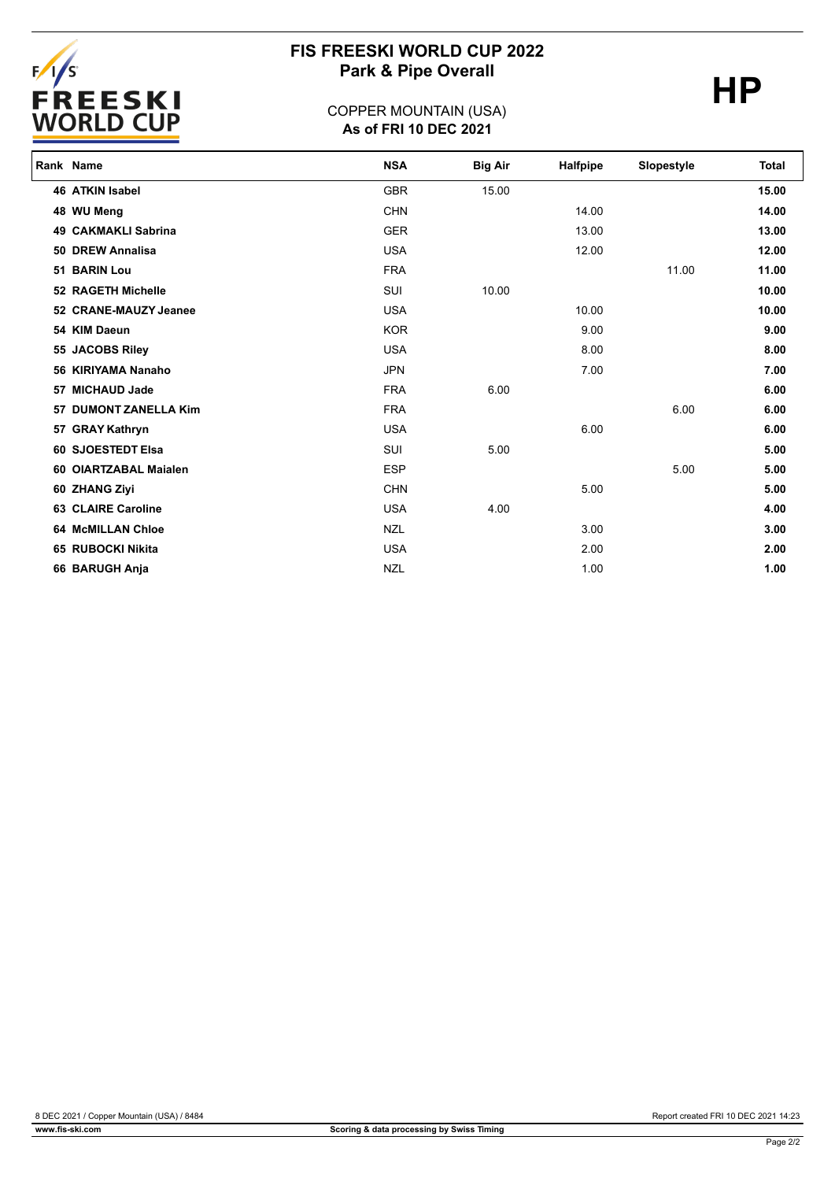# FIS FREESKI WORLD CUP 2022

## Park & Pipe Overall

**HP**

COPPER MOUNTAIN (USA)

**As of FRI 10 DEC 2021**

| Rank | Name | NSA | Big Air | Halfpipe | Slopestyle | Total |
|---|---|---|---|---|---|---|
| 46 | **ATKIN Isabel** | GBR | 15.00 | | | **15.00** |
| 48 | **WU Meng** | CHN | | 14.00 | | **14.00** |
| 49 | **CAKMAKLI Sabrina** | GER | | 13.00 | | **13.00** |
| 50 | **DREW Annalisa** | USA | | 12.00 | | **12.00** |
| 51 | **BARIN Lou** | FRA | | | 11.00 | **11.00** |
| 52 | **RAGETH Michelle** | SUI | 10.00 | | | **10.00** |
| 52 | **CRANE-MAUZY Jeanee** | USA | | 10.00 | | **10.00** |
| 54 | **KIM Daeun** | KOR | | 9.00 | | **9.00** |
| 55 | **JACOBS Riley** | USA | | 8.00 | | **8.00** |
| 56 | **KIRIYAMA Nanaho** | JPN | | 7.00 | | **7.00** |
| 57 | **MICHAUD Jade** | FRA | 6.00 | | | **6.00** |
| 57 | **DUMONT ZANELLA Kim** | FRA | | | 6.00 | **6.00** |
| 57 | **GRAY Kathryn** | USA | | 6.00 | | **6.00** |
| 60 | **SJOESTEDT Elsa** | SUI | 5.00 | | | **5.00** |
| 60 | **OIARTZABAL Maialen** | ESP | | | 5.00 | **5.00** |
| 60 | **ZHANG Ziyi** | CHN | | 5.00 | | **5.00** |
| 63 | **CLAIRE Caroline** | USA | 4.00 | | | **4.00** |
| 64 | **McMILLAN Chloe** | NZL | | 3.00 | | **3.00** |
| 65 | **RUBOCKI Nikita** | USA | | 2.00 | | **2.00** |
| 66 | **BARUGH Anja** | NZL | | 1.00 | | **1.00** |

8 DEC 2021 / Copper Mountain (USA) / 8484

Report created FRI 10 DEC 2021 14:23

**www.fis-ski.com**

**Scoring & data processing by Swiss Timing**